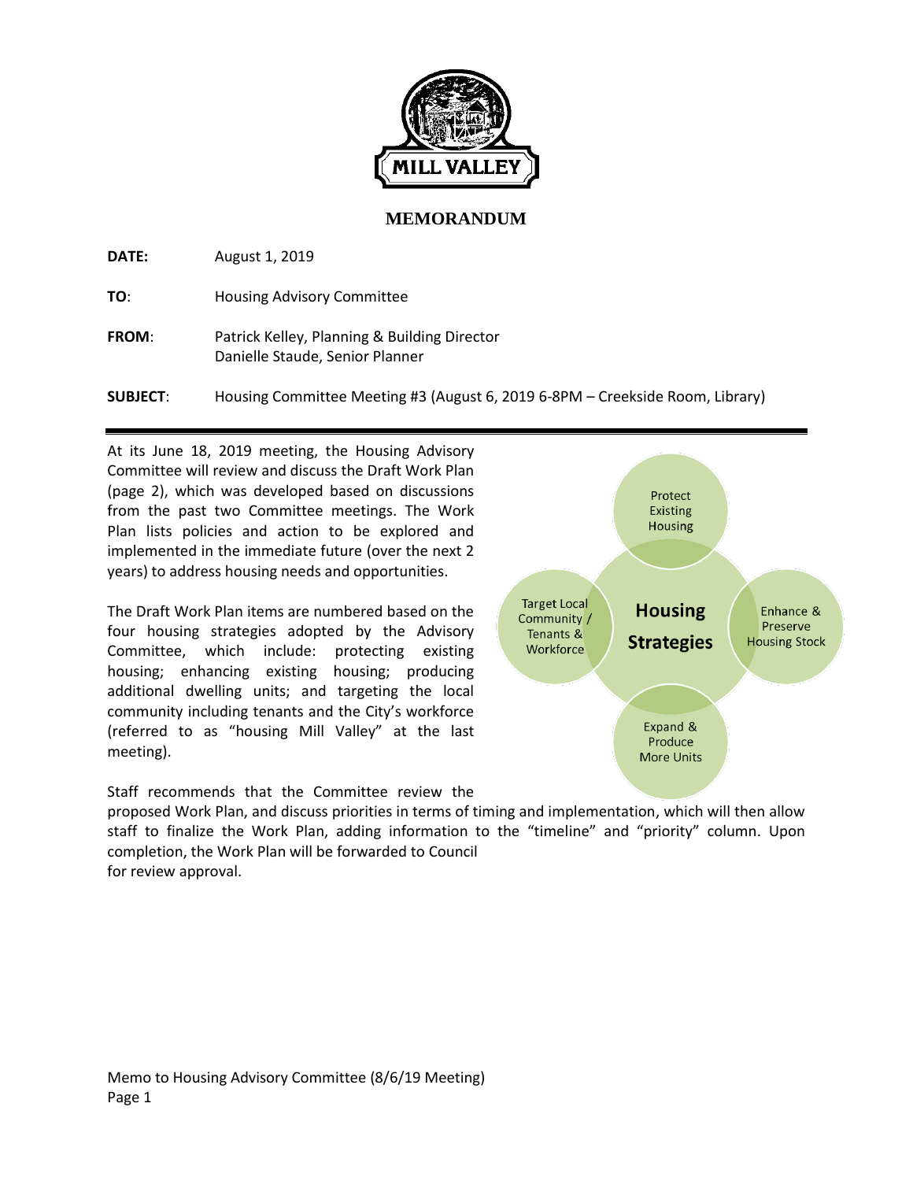MILL VALLEY

# MEMORANDUM

**DATE:** August 1, 2019

**TO**: Housing Advisory Committee

**FROM**: Patrick Kelley, Planning & Building Director
Danielle Staude, Senior Planner

**SUBJECT**: Housing Committee Meeting #3 (August 6, 2019 6-8PM – Creekside Room, Library)

---

At its June 18, 2019 meeting, the Housing Advisory Committee will review and discuss the Draft Work Plan (page 2), which was developed based on discussions from the past two Committee meetings. The Work Plan lists policies and action to be explored and implemented in the immediate future (over the next 2 years) to address housing needs and opportunities.

The Draft Work Plan items are numbered based on the four housing strategies adopted by the Advisory Committee, which include: protecting existing housing; enhancing existing housing; producing additional dwelling units; and targeting the local community including tenants and the City's workforce (referred to as "housing Mill Valley" at the last meeting).

**Housing Strategies**

- Protect Existing Housing
- Enhance & Preserve Housing Stock
- Expand & Produce More Units
- Target Local Community / Tenants & Workforce

Staff recommends that the Committee review the proposed Work Plan, and discuss priorities in terms of timing and implementation, which will then allow staff to finalize the Work Plan, adding information to the "timeline" and "priority" column. Upon completion, the Work Plan will be forwarded to Council
for review approval.

Memo to Housing Advisory Committee (8/6/19 Meeting)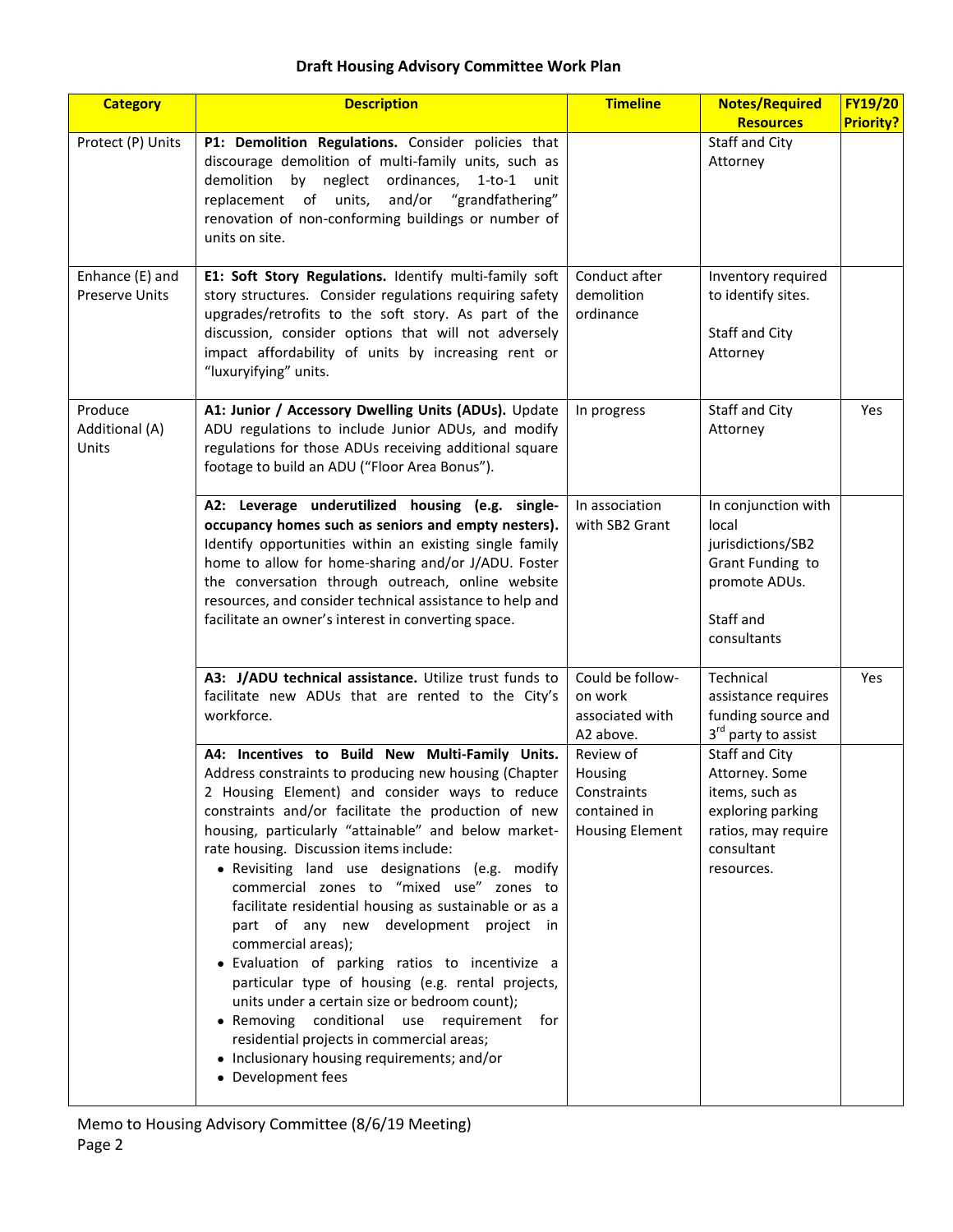**Draft Housing Advisory Committee Work Plan**

| Category | Description | Timeline | Notes/Required Resources | FY19/20 Priority? |
|---|---|---|---|---|
| Protect (P) Units | **P1: Demolition Regulations.** Consider policies that discourage demolition of multi-family units, such as demolition by neglect ordinances, 1-to-1 unit replacement of units, and/or "grandfathering" renovation of non-conforming buildings or number of units on site. | | Staff and City Attorney | |
| Enhance (E) and Preserve Units | **E1: Soft Story Regulations.** Identify multi-family soft story structures. Consider regulations requiring safety upgrades/retrofits to the soft story. As part of the discussion, consider options that will not adversely impact affordability of units by increasing rent or "luxuryifying" units. | Conduct after demolition ordinance | Inventory required to identify sites.<br><br>Staff and City Attorney | |
| Produce Additional (A) Units | **A1: Junior / Accessory Dwelling Units (ADUs).** Update ADU regulations to include Junior ADUs, and modify regulations for those ADUs receiving additional square footage to build an ADU ("Floor Area Bonus"). | In progress | Staff and City Attorney | Yes |
| | **A2: Leverage underutilized housing (e.g. single-occupancy homes such as seniors and empty nesters).** Identify opportunities within an existing single family home to allow for home-sharing and/or J/ADU. Foster the conversation through outreach, online website resources, and consider technical assistance to help and facilitate an owner's interest in converting space. | In association with SB2 Grant | In conjunction with local jurisdictions/SB2 Grant Funding to promote ADUs.<br><br>Staff and consultants | |
| | **A3: J/ADU technical assistance.** Utilize trust funds to facilitate new ADUs that are rented to the City's workforce. | Could be follow-on work associated with A2 above. | Technical assistance requires funding source and 3rd party to assist | Yes |
| | **A4: Incentives to Build New Multi-Family Units.** Address constraints to producing new housing (Chapter 2 Housing Element) and consider ways to reduce constraints and/or facilitate the production of new housing, particularly "attainable" and below market-rate housing. Discussion items include:<br>• Revisiting land use designations (e.g. modify commercial zones to "mixed use" zones to facilitate residential housing as sustainable or as a part of any new development project in commercial areas);<br>• Evaluation of parking ratios to incentivize a particular type of housing (e.g. rental projects, units under a certain size or bedroom count);<br>• Removing conditional use requirement for residential projects in commercial areas;<br>• Inclusionary housing requirements; and/or<br>• Development fees | Review of Housing Constraints contained in Housing Element | Staff and City Attorney. Some items, such as exploring parking ratios, may require consultant resources. | |

Memo to Housing Advisory Committee (8/6/19 Meeting)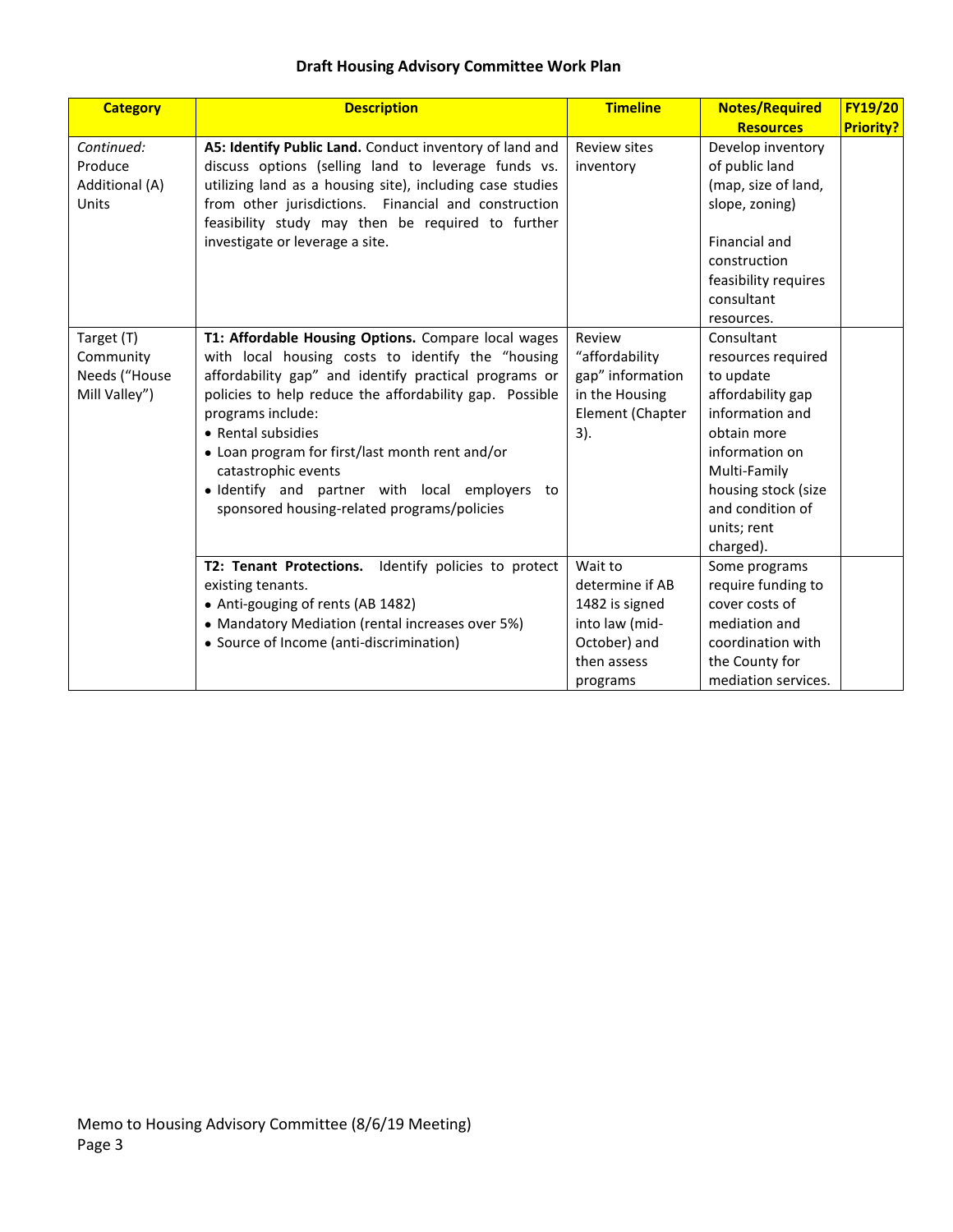**Draft Housing Advisory Committee Work Plan**

| Category | Description | Timeline | Notes/Required Resources | FY19/20 Priority? |
|---|---|---|---|---|
| *Continued:* Produce Additional (A) Units | **A5: Identify Public Land.** Conduct inventory of land and discuss options (selling land to leverage funds vs. utilizing land as a housing site), including case studies from other jurisdictions. Financial and construction feasibility study may then be required to further investigate or leverage a site. | Review sites inventory | Develop inventory of public land (map, size of land, slope, zoning)<br><br>Financial and construction feasibility requires consultant resources. | |
| Target (T) Community Needs ("House Mill Valley") | **T1: Affordable Housing Options.** Compare local wages with local housing costs to identify the "housing affordability gap" and identify practical programs or policies to help reduce the affordability gap. Possible programs include:<br>• Rental subsidies<br>• Loan program for first/last month rent and/or catastrophic events<br>• Identify and partner with local employers to sponsored housing-related programs/policies | Review "affordability gap" information in the Housing Element (Chapter 3). | Consultant resources required to update affordability gap information and obtain more information on Multi-Family housing stock (size and condition of units; rent charged). | |
| | **T2: Tenant Protections.** Identify policies to protect existing tenants.<br>• Anti-gouging of rents (AB 1482)<br>• Mandatory Mediation (rental increases over 5%)<br>• Source of Income (anti-discrimination) | Wait to determine if AB 1482 is signed into law (mid-October) and then assess programs | Some programs require funding to cover costs of mediation and coordination with the County for mediation services. | |

Memo to Housing Advisory Committee (8/6/19 Meeting)